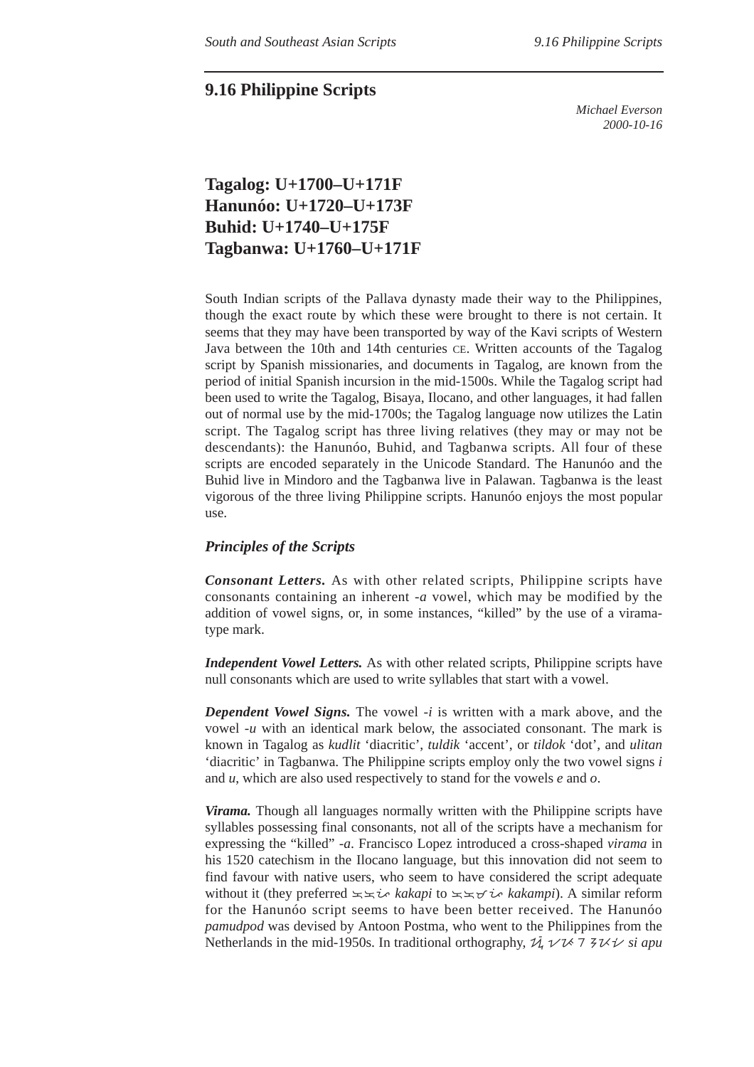# 9.16 Philippine Scripts

*Michael Everson*
*2000-10-16*

## Tagalog: U+1700–U+171F
## Hanunóo: U+1720–U+173F
## Buhid: U+1740–U+175F
## Tagbanwa: U+1760–U+171F

South Indian scripts of the Pallava dynasty made their way to the Philippines, though the exact route by which these were brought to there is not certain. It seems that they may have been transported by way of the Kavi scripts of Western Java between the 10th and 14th centuries CE. Written accounts of the Tagalog script by Spanish missionaries, and documents in Tagalog, are known from the period of initial Spanish incursion in the mid-1500s. While the Tagalog script had been used to write the Tagalog, Bisaya, Ilocano, and other languages, it had fallen out of normal use by the mid-1700s; the Tagalog language now utilizes the Latin script. The Tagalog script has three living relatives (they may or may not be descendants): the Hanunóo, Buhid, and Tagbanwa scripts. All four of these scripts are encoded separately in the Unicode Standard. The Hanunóo and the Buhid live in Mindoro and the Tagbanwa live in Palawan. Tagbanwa is the least vigorous of the three living Philippine scripts. Hanunóo enjoys the most popular use.

### *Principles of the Scripts*

***Consonant Letters.*** As with other related scripts, Philippine scripts have consonants containing an inherent *-a* vowel, which may be modified by the addition of vowel signs, or, in some instances, "killed" by the use of a virama-type mark.

***Independent Vowel Letters.*** As with other related scripts, Philippine scripts have null consonants which are used to write syllables that start with a vowel.

***Dependent Vowel Signs.*** The vowel *-i* is written with a mark above, and the vowel *-u* with an identical mark below, the associated consonant. The mark is known in Tagalog as *kudlit* 'diacritic', *tuldik* 'accent', or *tildok* 'dot', and *ulitan* 'diacritic' in Tagbanwa. The Philippine scripts employ only the two vowel signs *i* and *u*, which are also used respectively to stand for the vowels *e* and *o*.

***Virama.*** Though all languages normally written with the Philippine scripts have syllables possessing final consonants, not all of the scripts have a mechanism for expressing the "killed" *-a*. Francisco Lopez introduced a cross-shaped *virama* in his 1520 catechism in the Ilocano language, but this innovation did not seem to find favour with native users, who seem to have considered the script adequate without it (they preferred ᜃᜃᜉᜒ *kakapi* to ᜃᜃᜋ᜔ᜉᜒ *kakampi*). A similar reform for the Hanunóo script seems to have been better received. The Hanunóo *pamudpod* was devised by Antoon Postma, who went to the Philippines from the Netherlands in the mid-1950s. In traditional orthography, ᜰᜲ ᜠᜩᜳ *si apu*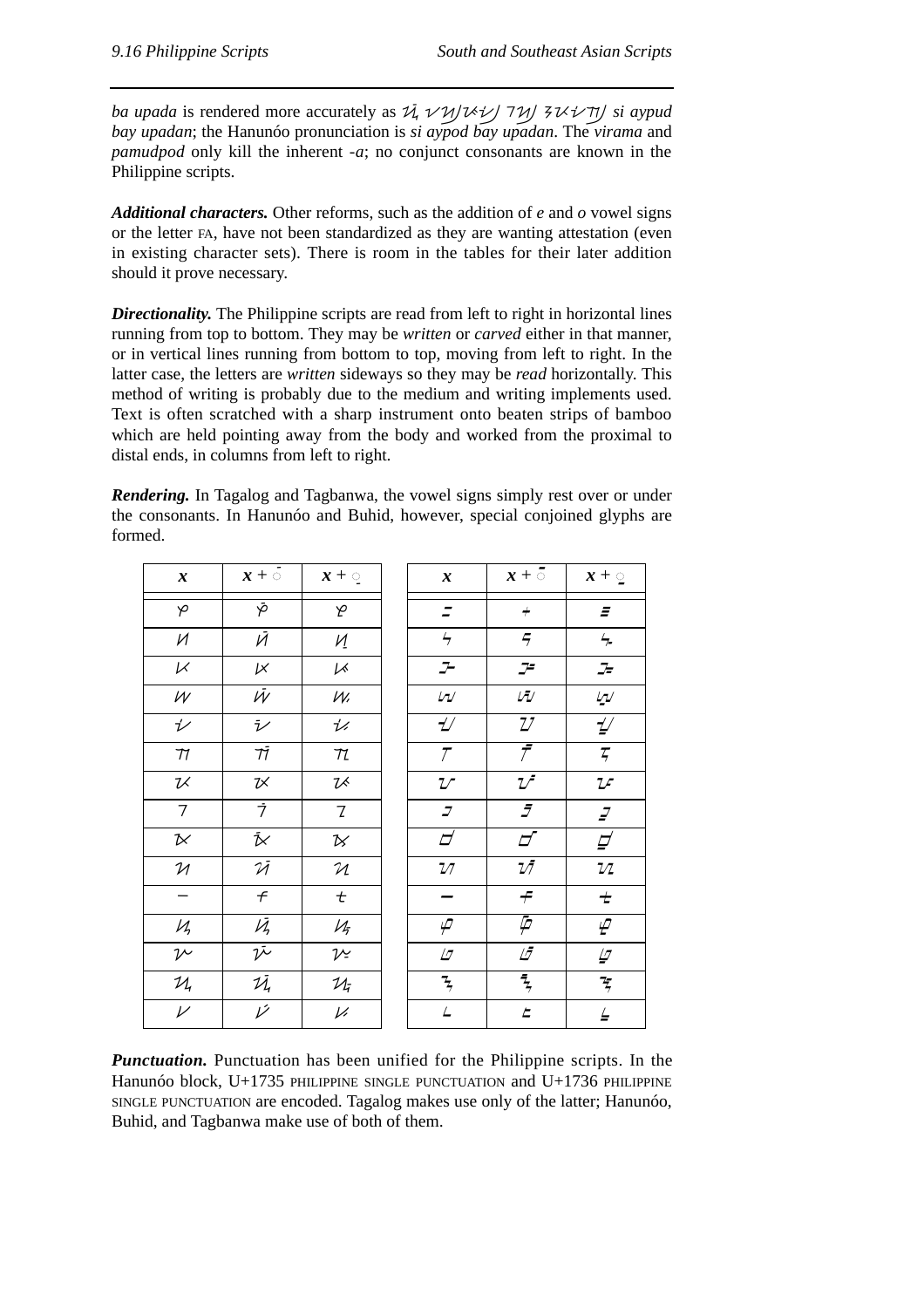*ba upada* is rendered more accurately as ᜰᜲ ᜠᜬ᜴ᜩᜳᜧ᜴ ᜪᜬ᜴ ᜢᜩᜧᜨ᜴ *si aypud bay upadan*; the Hanunóo pronunciation is *si aypod bay upadan*. The *virama* and *pamudpod* only kill the inherent *-a*; no conjunct consonants are known in the Philippine scripts.

***Additional characters.*** Other reforms, such as the addition of *e* and *o* vowel signs or the letter FA, have not been standardized as they are wanting attestation (even in existing character sets). There is room in the tables for their later addition should it prove necessary.

***Directionality.*** The Philippine scripts are read from left to right in horizontal lines running from top to bottom. They may be *written* or *carved* either in that manner, or in vertical lines running from bottom to top, moving from left to right. In the latter case, the letters are *written* sideways so they may be *read* horizontally. This method of writing is probably due to the medium and writing implements used. Text is often scratched with a sharp instrument onto beaten strips of bamboo which are held pointing away from the body and worked from the proximal to distal ends, in columns from left to right.

***Rendering.*** In Tagalog and Tagbanwa, the vowel signs simply rest over or under the consonants. In Hanunóo and Buhid, however, special conjoined glyphs are formed.

| *x* | *x* + ◌̄ | *x* + ◌̱ |
|---|---|---|
| ᜣ | ᜣᜲ | ᜣᜳ |
| ᜤ | ᜤᜲ | ᜤᜳ |
| ᜥ | ᜥᜲ | ᜥᜳ |
| ᜦ | ᜦᜲ | ᜦᜳ |
| ᜧ | ᜧᜲ | ᜧᜳ |
| ᜨ | ᜨᜲ | ᜨᜳ |
| ᜩ | ᜩᜲ | ᜩᜳ |
| ᜪ | ᜪᜲ | ᜪᜳ |
| ᜫ | ᜫᜲ | ᜫᜳ |
| ᜬ | ᜬᜲ | ᜬᜳ |
| ᜭ | ᜭᜲ | ᜭᜳ |
| ᜮ | ᜮᜲ | ᜮᜳ |
| ᜯ | ᜯᜲ | ᜯᜳ |
| ᜰ | ᜰᜲ | ᜰᜳ |
| ᜱ | ᜱᜲ | ᜱᜳ |

| *x* | *x* + ◌̄ | *x* + ◌̱ |
|---|---|---|
| ᝃ | ᝃᝒ | ᝃᝓ |
| ᝄ | ᝄᝒ | ᝄᝓ |
| ᝅ | ᝅᝒ | ᝅᝓ |
| ᝆ | ᝆᝒ | ᝆᝓ |
| ᝇ | ᝇᝒ | ᝇᝓ |
| ᝈ | ᝈᝒ | ᝈᝓ |
| ᝉ | ᝉᝒ | ᝉᝓ |
| ᝊ | ᝊᝒ | ᝊᝓ |
| ᝋ | ᝋᝒ | ᝋᝓ |
| ᝌ | ᝌᝒ | ᝌᝓ |
| ᝍ | ᝍᝒ | ᝍᝓ |
| ᝎ | ᝎᝒ | ᝎᝓ |
| ᝏ | ᝏᝒ | ᝏᝓ |
| ᝐ | ᝐᝒ | ᝐᝓ |
| ᝑ | ᝑᝒ | ᝑᝓ |

***Punctuation.*** Punctuation has been unified for the Philippine scripts. In the Hanunóo block, U+1735 PHILIPPINE SINGLE PUNCTUATION and U+1736 PHILIPPINE SINGLE PUNCTUATION are encoded. Tagalog makes use only of the latter; Hanunóo, Buhid, and Tagbanwa make use of both of them.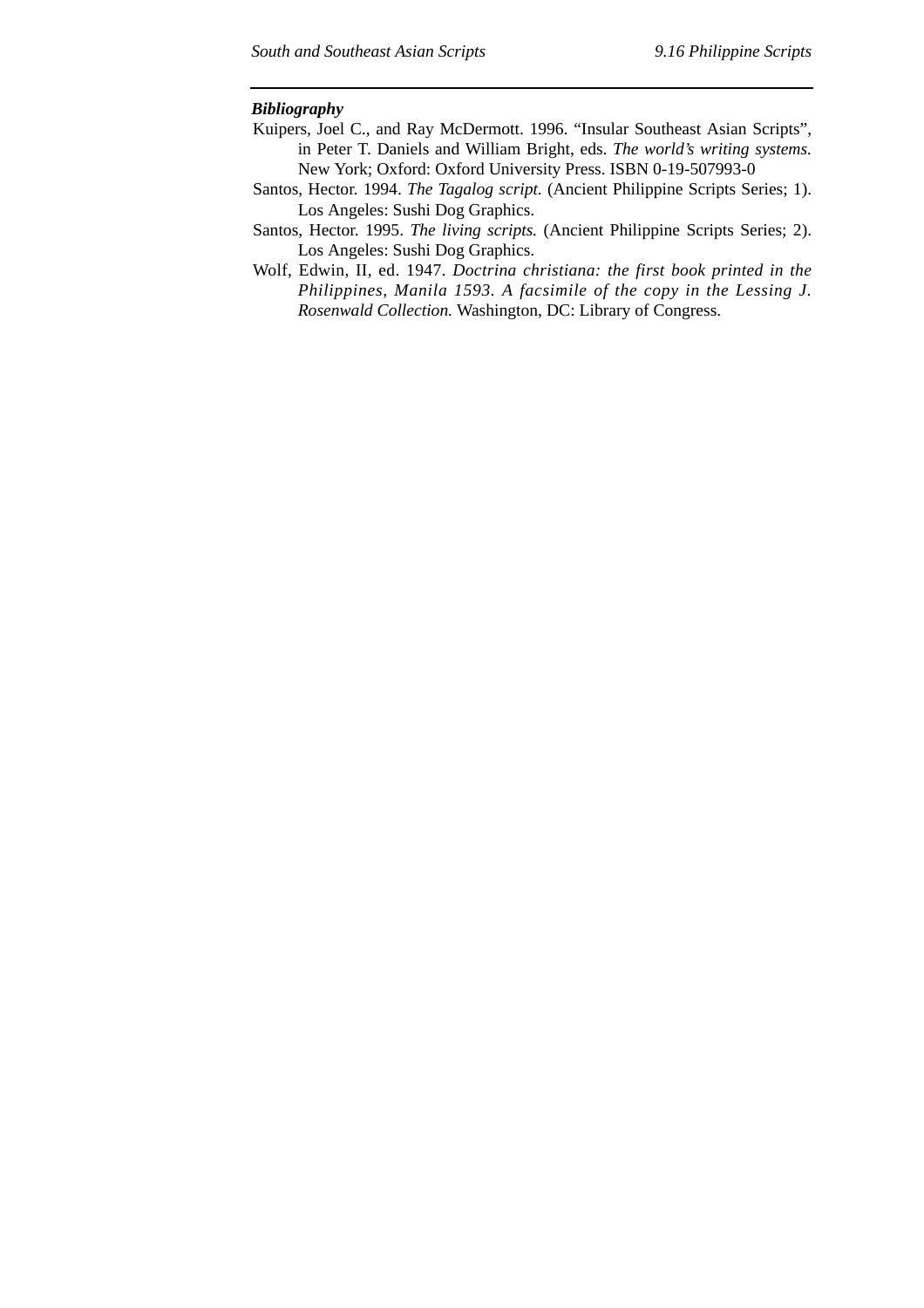***Bibliography***

Kuipers, Joel C., and Ray McDermott. 1996. "Insular Southeast Asian Scripts", in Peter T. Daniels and William Bright, eds. *The world's writing systems.* New York; Oxford: Oxford University Press. ISBN 0-19-507993-0

Santos, Hector. 1994. *The Tagalog script.* (Ancient Philippine Scripts Series; 1). Los Angeles: Sushi Dog Graphics.

Santos, Hector. 1995. *The living scripts.* (Ancient Philippine Scripts Series; 2). Los Angeles: Sushi Dog Graphics.

Wolf, Edwin, II, ed. 1947. *Doctrina christiana: the first book printed in the Philippines, Manila 1593. A facsimile of the copy in the Lessing J. Rosenwald Collection.* Washington, DC: Library of Congress.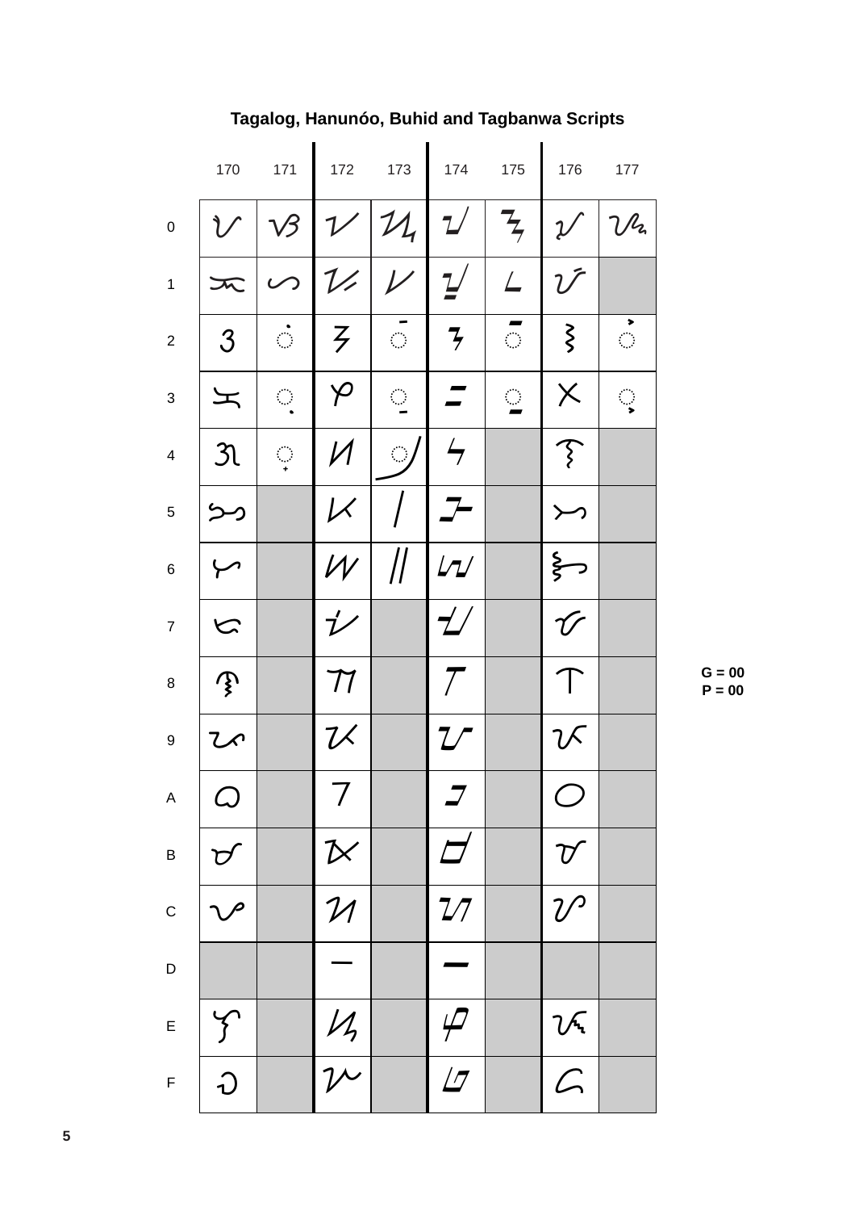# Tagalog, Hanunóo, Buhid and Tagbanwa Scripts

| | 170 | 171 | 172 | 173 | 174 | 175 | 176 | 177 |
|---|---|---|---|---|---|---|---|---|
| 0 | ᜀ | ᜐ | ᜠ | ᜰ | ᝀ | ᝐ | ᝠ | ᝰ |
| 1 | ᜁ | ᜑ | ᜡ | ᜱ | ᝁ | ᝑ | ᝡ | |
| 2 | ᜂ | ◌ᜒ | ᜢ | ◌ᜲ | ᝂ | ◌ᝒ | ᝢ | ◌ᝲ |
| 3 | ᜃ | ◌ᜓ | ᜣ | ◌ᜳ | ᝃ | ◌ᝓ | ᝣ | ◌ᝳ |
| 4 | ᜄ | ◌᜔ | ᜤ | ◌᜴ | ᝄ | | ᝤ | |
| 5 | ᜅ | | ᜥ | ᜵ | ᝅ | | ᝥ | |
| 6 | ᜆ | | ᜦ | ᜶ | ᝆ | | ᝦ | |
| 7 | ᜇ | | ᜧ | | ᝇ | | ᝧ | |
| 8 | ᜈ | | ᜨ | | ᝈ | | ᝨ | |
| 9 | ᜉ | | ᜩ | | ᝉ | | ᝩ | |
| A | ᜊ | | ᜪ | | ᝊ | | ᝪ | |
| B | ᜋ | | ᜫ | | ᝋ | | ᝫ | |
| C | ᜌ | | ᜬ | | ᝌ | | ᝬ | |
| D | | | ᜭ | | ᝍ | | | |
| E | ᜎ | | ᜮ | | ᝎ | | ᝮ | |
| F | ᜏ | | ᜯ | | ᝏ | | ᝯ | |

G = 00
P = 00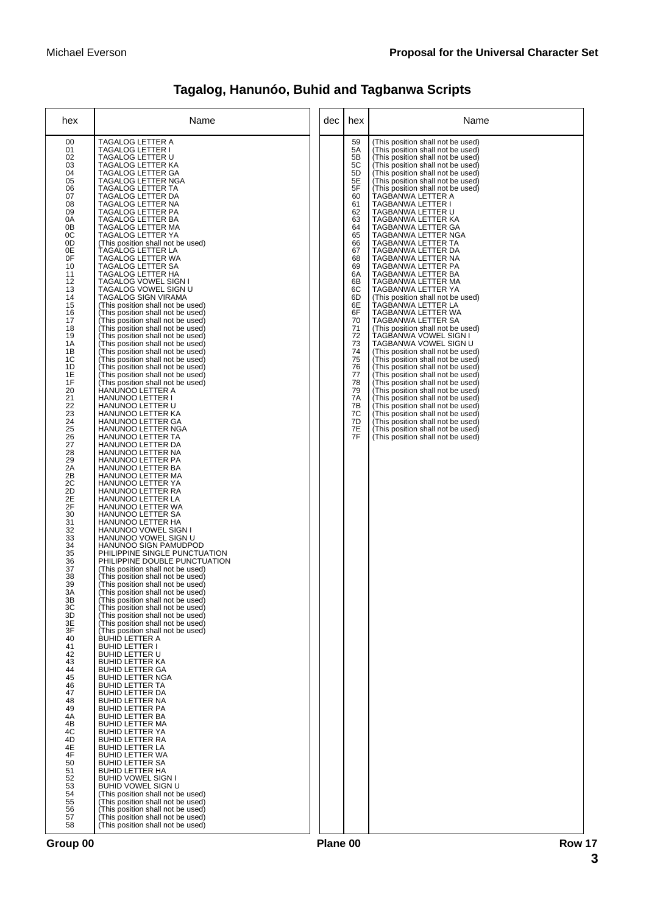## Tagalog, Hanunóo, Buhid and Tagbanwa Scripts

| hex | Name |
|---|---|
| 00 | TAGALOG LETTER A |
| 01 | TAGALOG LETTER I |
| 02 | TAGALOG LETTER U |
| 03 | TAGALOG LETTER KA |
| 04 | TAGALOG LETTER GA |
| 05 | TAGALOG LETTER NGA |
| 06 | TAGALOG LETTER TA |
| 07 | TAGALOG LETTER DA |
| 08 | TAGALOG LETTER NA |
| 09 | TAGALOG LETTER PA |
| 0A | TAGALOG LETTER BA |
| 0B | TAGALOG LETTER MA |
| 0C | TAGALOG LETTER YA |
| 0D | (This position shall not be used) |
| 0E | TAGALOG LETTER LA |
| 0F | TAGALOG LETTER WA |
| 10 | TAGALOG LETTER SA |
| 11 | TAGALOG LETTER HA |
| 12 | TAGALOG VOWEL SIGN I |
| 13 | TAGALOG VOWEL SIGN U |
| 14 | TAGALOG SIGN VIRAMA |
| 15 | (This position shall not be used) |
| 16 | (This position shall not be used) |
| 17 | (This position shall not be used) |
| 18 | (This position shall not be used) |
| 19 | (This position shall not be used) |
| 1A | (This position shall not be used) |
| 1B | (This position shall not be used) |
| 1C | (This position shall not be used) |
| 1D | (This position shall not be used) |
| 1E | (This position shall not be used) |
| 1F | (This position shall not be used) |
| 20 | HANUNOO LETTER A |
| 21 | HANUNOO LETTER I |
| 22 | HANUNOO LETTER U |
| 23 | HANUNOO LETTER KA |
| 24 | HANUNOO LETTER GA |
| 25 | HANUNOO LETTER NGA |
| 26 | HANUNOO LETTER TA |
| 27 | HANUNOO LETTER DA |
| 28 | HANUNOO LETTER NA |
| 29 | HANUNOO LETTER PA |
| 2A | HANUNOO LETTER BA |
| 2B | HANUNOO LETTER MA |
| 2C | HANUNOO LETTER YA |
| 2D | HANUNOO LETTER RA |
| 2E | HANUNOO LETTER LA |
| 2F | HANUNOO LETTER WA |
| 30 | HANUNOO LETTER SA |
| 31 | HANUNOO LETTER HA |
| 32 | HANUNOO VOWEL SIGN I |
| 33 | HANUNOO VOWEL SIGN U |
| 34 | HANUNOO SIGN PAMUDPOD |
| 35 | PHILIPPINE SINGLE PUNCTUATION |
| 36 | PHILIPPINE DOUBLE PUNCTUATION |
| 37 | (This position shall not be used) |
| 38 | (This position shall not be used) |
| 39 | (This position shall not be used) |
| 3A | (This position shall not be used) |
| 3B | (This position shall not be used) |
| 3C | (This position shall not be used) |
| 3D | (This position shall not be used) |
| 3E | (This position shall not be used) |
| 3F | (This position shall not be used) |
| 40 | BUHID LETTER A |
| 41 | BUHID LETTER I |
| 42 | BUHID LETTER U |
| 43 | BUHID LETTER KA |
| 44 | BUHID LETTER GA |
| 45 | BUHID LETTER NGA |
| 46 | BUHID LETTER TA |
| 47 | BUHID LETTER DA |
| 48 | BUHID LETTER NA |
| 49 | BUHID LETTER PA |
| 4A | BUHID LETTER BA |
| 4B | BUHID LETTER MA |
| 4C | BUHID LETTER YA |
| 4D | BUHID LETTER RA |
| 4E | BUHID LETTER LA |
| 4F | BUHID LETTER WA |
| 50 | BUHID LETTER SA |
| 51 | BUHID LETTER HA |
| 52 | BUHID VOWEL SIGN I |
| 53 | BUHID VOWEL SIGN U |
| 54 | (This position shall not be used) |
| 55 | (This position shall not be used) |
| 56 | (This position shall not be used) |
| 57 | (This position shall not be used) |
| 58 | (This position shall not be used) |

| dec | hex | Name |
|---|---|---|
| | 59 | (This position shall not be used) |
| | 5A | (This position shall not be used) |
| | 5B | (This position shall not be used) |
| | 5C | (This position shall not be used) |
| | 5D | (This position shall not be used) |
| | 5E | (This position shall not be used) |
| | 5F | (This position shall not be used) |
| | 60 | TAGBANWA LETTER A |
| | 61 | TAGBANWA LETTER I |
| | 62 | TAGBANWA LETTER U |
| | 63 | TAGBANWA LETTER KA |
| | 64 | TAGBANWA LETTER GA |
| | 65 | TAGBANWA LETTER NGA |
| | 66 | TAGBANWA LETTER TA |
| | 67 | TAGBANWA LETTER DA |
| | 68 | TAGBANWA LETTER NA |
| | 69 | TAGBANWA LETTER PA |
| | 6A | TAGBANWA LETTER BA |
| | 6B | TAGBANWA LETTER MA |
| | 6C | TAGBANWA LETTER YA |
| | 6D | (This position shall not be used) |
| | 6E | TAGBANWA LETTER LA |
| | 6F | TAGBANWA LETTER WA |
| | 70 | TAGBANWA LETTER SA |
| | 71 | (This position shall not be used) |
| | 72 | TAGBANWA VOWEL SIGN I |
| | 73 | TAGBANWA VOWEL SIGN U |
| | 74 | (This position shall not be used) |
| | 75 | (This position shall not be used) |
| | 76 | (This position shall not be used) |
| | 77 | (This position shall not be used) |
| | 78 | (This position shall not be used) |
| | 79 | (This position shall not be used) |
| | 7A | (This position shall not be used) |
| | 7B | (This position shall not be used) |
| | 7C | (This position shall not be used) |
| | 7D | (This position shall not be used) |
| | 7E | (This position shall not be used) |
| | 7F | (This position shall not be used) |

**Group 00** **Plane 00** **Row 17**